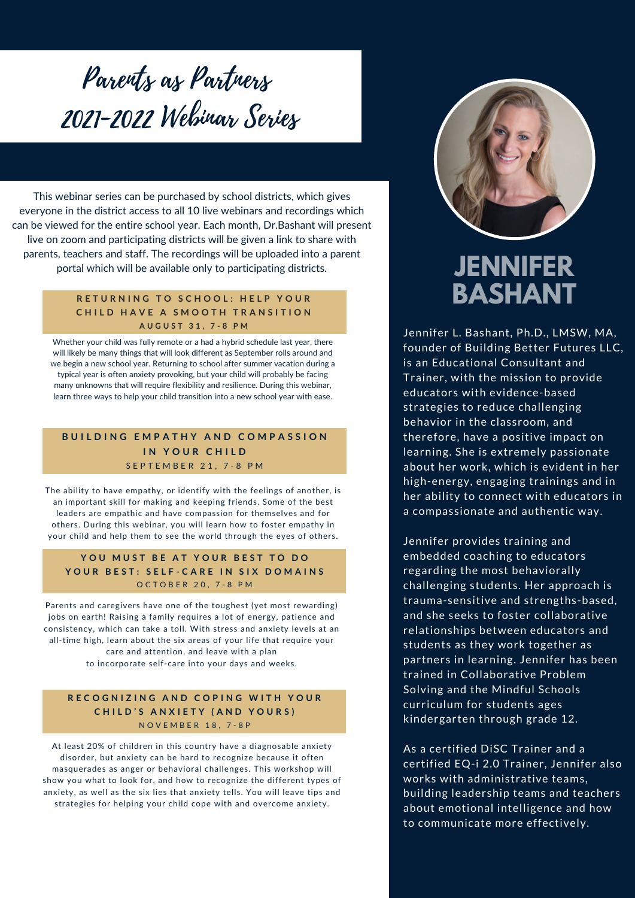# Parents as Partners 2021-2022 Webinar Series

This webinar series can be purchased by school districts, which gives everyone in the district access to all 10 live webinars and recordings which can be viewed for the entire school year. Each month, Dr.Bashant will present live on zoom and participating districts will be given a link to share with parents, teachers and staff. The recordings will be uploaded into a parent portal which will be available only to participating districts.

### RETURNING TO SCHOOL: HELP YOUR CHILD HAVE A SMOOTH TRANSITION
**AUGUST 31, 7-8 PM**

Whether your child was fully remote or a had a hybrid schedule last year, there will likely be many things that will look different as September rolls around and we begin a new school year. Returning to school after summer vacation during a typical year is often anxiety provoking, but your child will probably be facing many unknowns that will require flexibility and resilience. During this webinar, learn three ways to help your child transition into a new school year with ease.

### BUILDING EMPATHY AND COMPASSION IN YOUR CHILD
SEPTEMBER 21, 7-8 PM

The ability to have empathy, or identify with the feelings of another, is an important skill for making and keeping friends. Some of the best leaders are empathic and have compassion for themselves and for others. During this webinar, you will learn how to foster empathy in your child and help them to see the world through the eyes of others.

### YOU MUST BE AT YOUR BEST TO DO YOUR BEST: SELF-CARE IN SIX DOMAINS
OCTOBER 20, 7-8 PM

Parents and caregivers have one of the toughest (yet most rewarding) jobs on earth! Raising a family requires a lot of energy, patience and consistency, which can take a toll. With stress and anxiety levels at an all-time high, learn about the six areas of your life that require your care and attention, and leave with a plan to incorporate self-care into your days and weeks.

### RECOGNIZING AND COPING WITH YOUR CHILD'S ANXIETY (AND YOURS)
NOVEMBER 18, 7-8P

At least 20% of children in this country have a diagnosable anxiety disorder, but anxiety can be hard to recognize because it often masquerades as anger or behavioral challenges. This workshop will show you what to look for, and how to recognize the different types of anxiety, as well as the six lies that anxiety tells. You will leave tips and strategies for helping your child cope with and overcome anxiety.

## JENNIFER BASHANT

Jennifer L. Bashant, Ph.D., LMSW, MA, founder of Building Better Futures LLC, is an Educational Consultant and Trainer, with the mission to provide educators with evidence-based strategies to reduce challenging behavior in the classroom, and therefore, have a positive impact on learning. She is extremely passionate about her work, which is evident in her high-energy, engaging trainings and in her ability to connect with educators in a compassionate and authentic way.

Jennifer provides training and embedded coaching to educators regarding the most behaviorally challenging students. Her approach is trauma-sensitive and strengths-based, and she seeks to foster collaborative relationships between educators and students as they work together as partners in learning. Jennifer has been trained in Collaborative Problem Solving and the Mindful Schools curriculum for students ages kindergarten through grade 12.

As a certified DiSC Trainer and a certified EQ-i 2.0 Trainer, Jennifer also works with administrative teams, building leadership teams and teachers about emotional intelligence and how to communicate more effectively.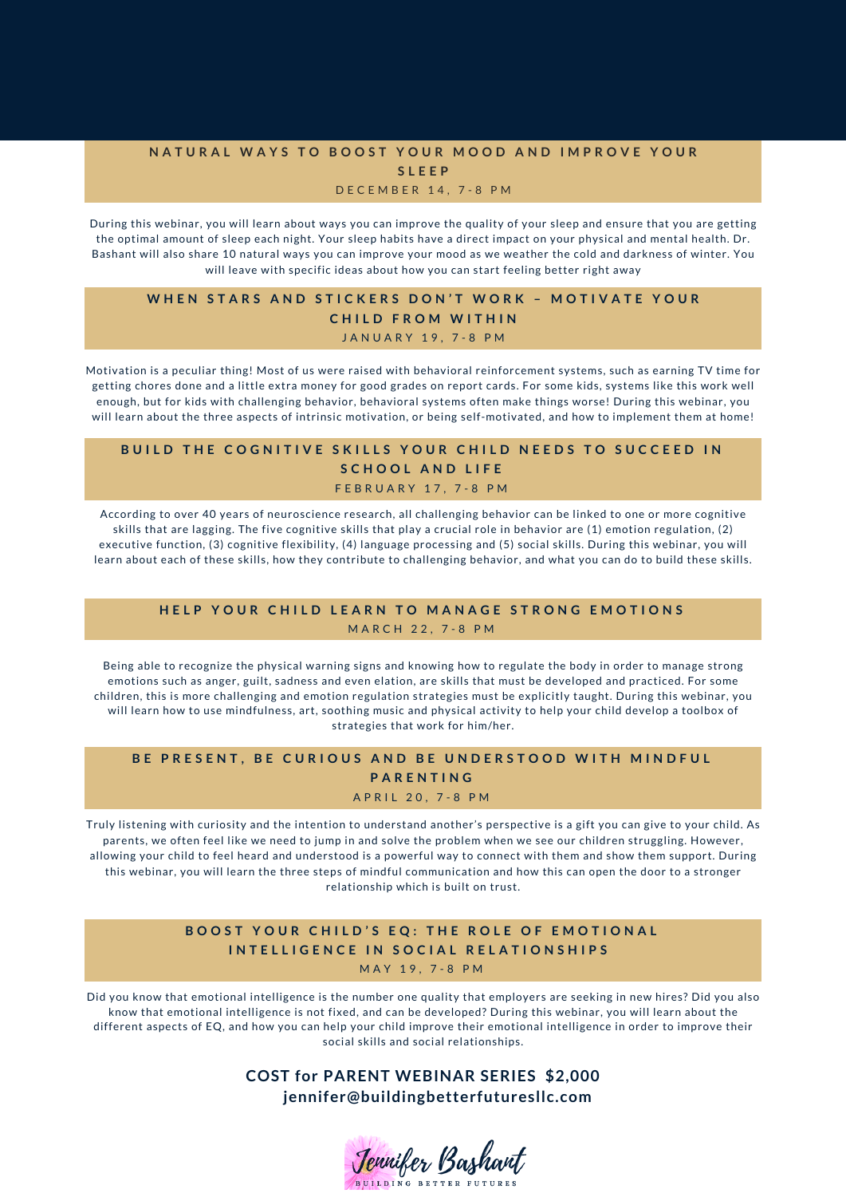## NATURAL WAYS TO BOOST YOUR MOOD AND IMPROVE YOUR SLEEP

DECEMBER 14, 7-8 PM

During this webinar, you will learn about ways you can improve the quality of your sleep and ensure that you are getting the optimal amount of sleep each night. Your sleep habits have a direct impact on your physical and mental health. Dr. Bashant will also share 10 natural ways you can improve your mood as we weather the cold and darkness of winter. You will leave with specific ideas about how you can start feeling better right away

## WHEN STARS AND STICKERS DON'T WORK – MOTIVATE YOUR CHILD FROM WITHIN

JANUARY 19, 7-8 PM

Motivation is a peculiar thing! Most of us were raised with behavioral reinforcement systems, such as earning TV time for getting chores done and a little extra money for good grades on report cards. For some kids, systems like this work well enough, but for kids with challenging behavior, behavioral systems often make things worse! During this webinar, you will learn about the three aspects of intrinsic motivation, or being self-motivated, and how to implement them at home!

## BUILD THE COGNITIVE SKILLS YOUR CHILD NEEDS TO SUCCEED IN SCHOOL AND LIFE

FEBRUARY 17, 7-8 PM

According to over 40 years of neuroscience research, all challenging behavior can be linked to one or more cognitive skills that are lagging. The five cognitive skills that play a crucial role in behavior are (1) emotion regulation, (2) executive function, (3) cognitive flexibility, (4) language processing and (5) social skills. During this webinar, you will learn about each of these skills, how they contribute to challenging behavior, and what you can do to build these skills.

## HELP YOUR CHILD LEARN TO MANAGE STRONG EMOTIONS

MARCH 22, 7-8 PM

Being able to recognize the physical warning signs and knowing how to regulate the body in order to manage strong emotions such as anger, guilt, sadness and even elation, are skills that must be developed and practiced. For some children, this is more challenging and emotion regulation strategies must be explicitly taught. During this webinar, you will learn how to use mindfulness, art, soothing music and physical activity to help your child develop a toolbox of strategies that work for him/her.

## BE PRESENT, BE CURIOUS AND BE UNDERSTOOD WITH MINDFUL PARENTING

APRIL 20, 7-8 PM

Truly listening with curiosity and the intention to understand another's perspective is a gift you can give to your child. As parents, we often feel like we need to jump in and solve the problem when we see our children struggling. However, allowing your child to feel heard and understood is a powerful way to connect with them and show them support. During this webinar, you will learn the three steps of mindful communication and how this can open the door to a stronger relationship which is built on trust.

## BOOST YOUR CHILD'S EQ: THE ROLE OF EMOTIONAL INTELLIGENCE IN SOCIAL RELATIONSHIPS

MAY 19, 7-8 PM

Did you know that emotional intelligence is the number one quality that employers are seeking in new hires? Did you also know that emotional intelligence is not fixed, and can be developed? During this webinar, you will learn about the different aspects of EQ, and how you can help your child improve their emotional intelligence in order to improve their social skills and social relationships.

**COST for PARENT WEBINAR SERIES $2,000**
**jennifer@buildingbetterfuturesllc.com**

Jennifer Bashant
BUILDING BETTER FUTURES